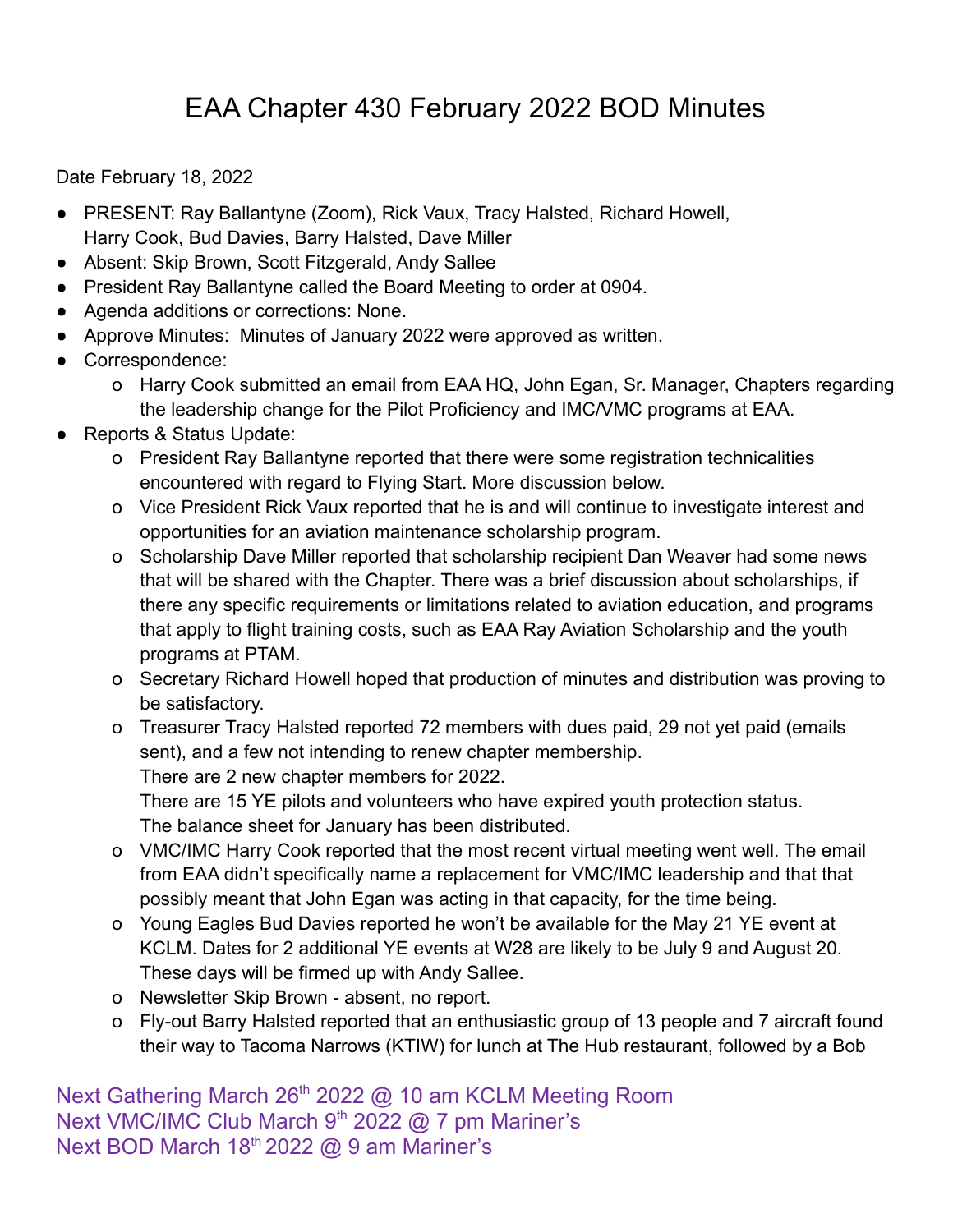# EAA Chapter 430 February 2022 BOD Minutes

Date February 18, 2022

- PRESENT: Ray Ballantyne (Zoom), Rick Vaux, Tracy Halsted, Richard Howell, Harry Cook, Bud Davies, Barry Halsted, Dave Miller
- Absent: Skip Brown, Scott Fitzgerald, Andy Sallee
- President Ray Ballantyne called the Board Meeting to order at 0904.
- Agenda additions or corrections: None.
- Approve Minutes: Minutes of January 2022 were approved as written.
- Correspondence:
  - Harry Cook submitted an email from EAA HQ, John Egan, Sr. Manager, Chapters regarding the leadership change for the Pilot Proficiency and IMC/VMC programs at EAA.
- Reports & Status Update:
  - President Ray Ballantyne reported that there were some registration technicalities encountered with regard to Flying Start. More discussion below.
  - Vice President Rick Vaux reported that he is and will continue to investigate interest and opportunities for an aviation maintenance scholarship program.
  - Scholarship Dave Miller reported that scholarship recipient Dan Weaver had some news that will be shared with the Chapter. There was a brief discussion about scholarships, if there any specific requirements or limitations related to aviation education, and programs that apply to flight training costs, such as EAA Ray Aviation Scholarship and the youth programs at PTAM.
  - Secretary Richard Howell hoped that production of minutes and distribution was proving to be satisfactory.
  - Treasurer Tracy Halsted reported 72 members with dues paid, 29 not yet paid (emails sent), and a few not intending to renew chapter membership.
    There are 2 new chapter members for 2022.
    There are 15 YE pilots and volunteers who have expired youth protection status.
    The balance sheet for January has been distributed.
  - VMC/IMC Harry Cook reported that the most recent virtual meeting went well. The email from EAA didn't specifically name a replacement for VMC/IMC leadership and that that possibly meant that John Egan was acting in that capacity, for the time being.
  - Young Eagles Bud Davies reported he won't be available for the May 21 YE event at KCLM. Dates for 2 additional YE events at W28 are likely to be July 9 and August 20. These days will be firmed up with Andy Sallee.
  - Newsletter Skip Brown - absent, no report.
  - Fly-out Barry Halsted reported that an enthusiastic group of 13 people and 7 aircraft found their way to Tacoma Narrows (KTIW) for lunch at The Hub restaurant, followed by a Bob

Next Gathering March 26th 2022 @ 10 am KCLM Meeting Room
Next VMC/IMC Club March 9th 2022 @ 7 pm Mariner's
Next BOD March 18th 2022 @ 9 am Mariner's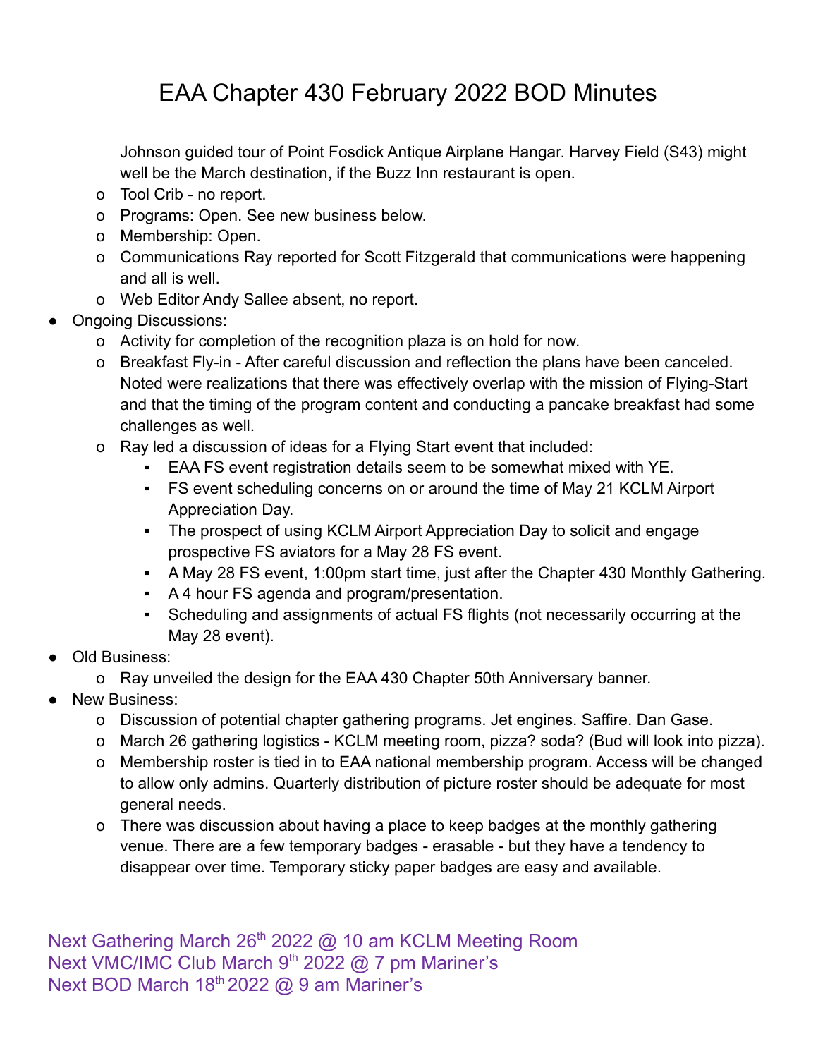Johnson guided tour of Point Fosdick Antique Airplane Hangar. Harvey Field (S43) might well be the March destination, if the Buzz Inn restaurant is open.

- Tool Crib - no report.
- Programs: Open. See new business below.
- Membership: Open.
- Communications Ray reported for Scott Fitzgerald that communications were happening and all is well.
- Web Editor Andy Sallee absent, no report.

- Ongoing Discussions:
  - Activity for completion of the recognition plaza is on hold for now.
  - Breakfast Fly-in - After careful discussion and reflection the plans have been canceled. Noted were realizations that there was effectively overlap with the mission of Flying-Start and that the timing of the program content and conducting a pancake breakfast had some challenges as well.
  - Ray led a discussion of ideas for a Flying Start event that included:
    - EAA FS event registration details seem to be somewhat mixed with YE.
    - FS event scheduling concerns on or around the time of May 21 KCLM Airport Appreciation Day.
    - The prospect of using KCLM Airport Appreciation Day to solicit and engage prospective FS aviators for a May 28 FS event.
    - A May 28 FS event, 1:00pm start time, just after the Chapter 430 Monthly Gathering.
    - A 4 hour FS agenda and program/presentation.
    - Scheduling and assignments of actual FS flights (not necessarily occurring at the May 28 event).
- Old Business:
  - Ray unveiled the design for the EAA 430 Chapter 50th Anniversary banner.
- New Business:
  - Discussion of potential chapter gathering programs. Jet engines. Saffire. Dan Gase.
  - March 26 gathering logistics - KCLM meeting room, pizza? soda? (Bud will look into pizza).
  - Membership roster is tied in to EAA national membership program. Access will be changed to allow only admins. Quarterly distribution of picture roster should be adequate for most general needs.
  - There was discussion about having a place to keep badges at the monthly gathering venue. There are a few temporary badges - erasable - but they have a tendency to disappear over time. Temporary sticky paper badges are easy and available.

Next Gathering March 26th 2022 @ 10 am KCLM Meeting Room
Next VMC/IMC Club March 9th 2022 @ 7 pm Mariner's
Next BOD March 18th 2022 @ 9 am Mariner's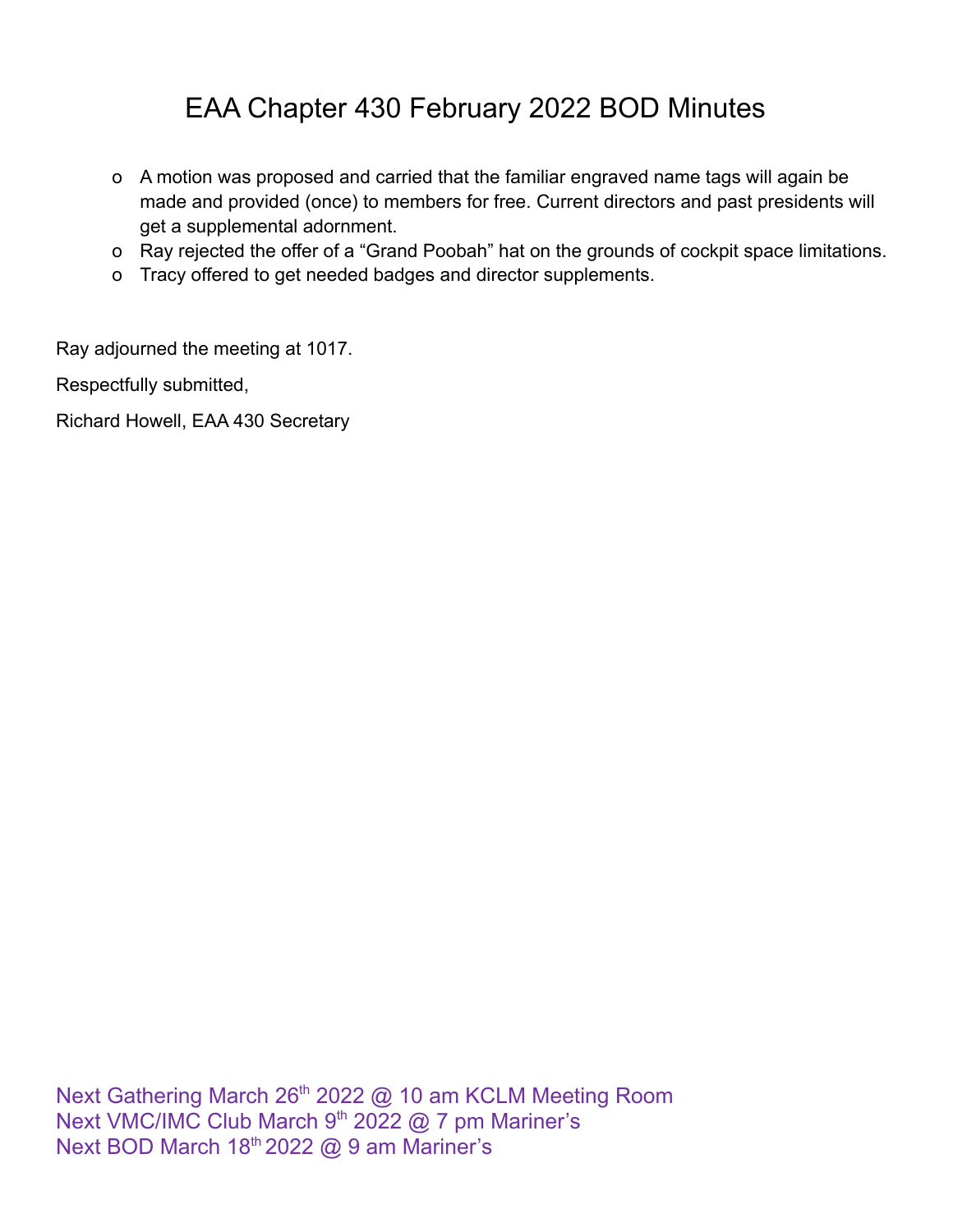# EAA Chapter 430 February 2022 BOD Minutes

- A motion was proposed and carried that the familiar engraved name tags will again be made and provided (once) to members for free. Current directors and past presidents will get a supplemental adornment.
- Ray rejected the offer of a “Grand Poobah” hat on the grounds of cockpit space limitations.
- Tracy offered to get needed badges and director supplements.

Ray adjourned the meeting at 1017.

Respectfully submitted,

Richard Howell, EAA 430 Secretary

Next Gathering March 26th 2022 @ 10 am KCLM Meeting Room
Next VMC/IMC Club March 9th 2022 @ 7 pm Mariner’s
Next BOD March 18th 2022 @ 9 am Mariner’s